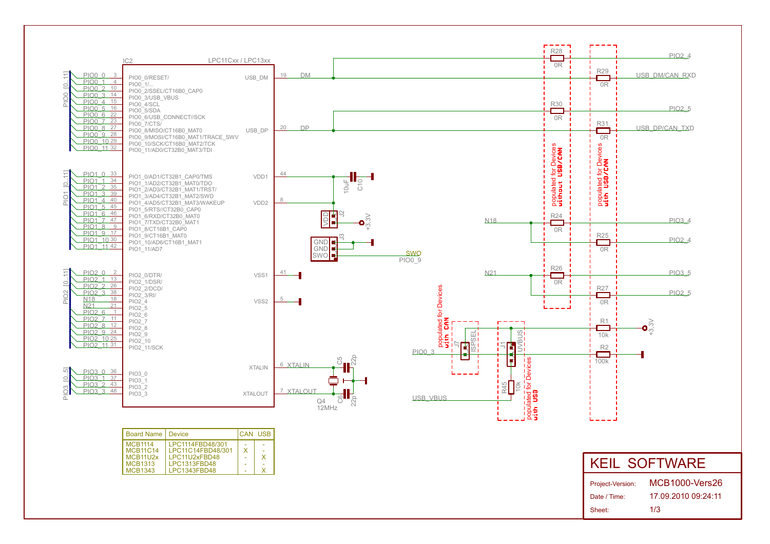IC2 — LPC11Cxx / LPC13xx

| Net | Pin | Signal |
|---|---|---|
| PIO0_0 | 3 | PIO0_0/RESET/ |
| PIO0_1 | 4 | PIO0_1/... |
| PIO0_2 | 10 | PIO0_2/SSEL/CT16B0_CAP0 |
| PIO0_3 | 14 | PIO0_3/USB_VBUS |
| PIO0_4 | 15 | PIO0_4/SCL |
| PIO0_5 | 16 | PIO0_5/SDA |
| PIO0_6 | 22 | PIO0_6/USB_CONNECT//SCK |
| PIO0_7 | 23 | PIO0_7/CTS/ |
| PIO0_8 | 27 | PIO0_8/MISO/CT16B0_MAT0 |
| PIO0_9 | 28 | PIO0_9/MOSI/CT16B0_MAT1/TRACE_SWV |
| PIO0_10 | 29 | PIO0_10/SCK/CT16B0_MAT2/TCK |
| PIO0_11 | 32 | PIO0_11/AD0/CT32B0_MAT3/TDI |
| PIO1_0 | 33 | PIO1_0/AD1/CT32B1_CAP0/TMS |
| PIO1_1 | 34 | PIO1_1/AD2/CT32B1_MAT0/TDO |
| PIO1_2 | 35 | PIO1_2/AD3/CT32B1_MAT1/TRST/ |
| PIO1_3 | 39 | PIO1_3/AD4/CT32B1_MAT2/SWD |
| PIO1_4 | 40 | PIO1_4/AD5/CT32B1_MAT3/WAKEUP |
| PIO1_5 | 45 | PIO1_5/RTS//CT32B0_CAP0 |
| PIO1_6 | 46 | PIO1_6/RXD/CT32B0_MAT0 |
| PIO1_7 | 47 | PIO1_7/TXD/CT32B0_MAT1 |
| PIO1_8 | 9 | PIO1_8/CT16B1_CAP0 |
| PIO1_9 | 17 | PIO1_9/CT16B1_MAT0 |
| PIO1_10 | 30 | PIO1_10/AD6/CT16B1_MAT1 |
| PIO1_11 | 42 | PIO1_11/AD7 |
| PIO2_0 | 2 | PIO2_0/DTR/ |
| PIO2_1 | 13 | PIO2_1/DSR/ |
| PIO2_2 | 26 | PIO2_2/DCD/ |
| PIO2_3 | 38 | PIO2_3/RI/ |
| N18 | 18 | PIO2_4 |
| N21 | 21 | PIO2_5 |
| PIO2_6 | 1 | PIO2_6 |
| PIO2_7 | 11 | PIO2_7 |
| PIO2_8 | 12 | PIO2_8 |
| PIO2_9 | 24 | PIO2_9 |
| PIO2_10 | 25 | PIO2_10 |
| PIO2_11 | 31 | PIO2_11/SCK |
| PIO3_0 | 36 | PIO3_0 |
| PIO3_1 | 37 | PIO3_1 |
| PIO3_2 | 43 | PIO3_2 |
| PIO3_3 | 48 | PIO3_3 |
| DM | 19 | USB_DM |
| DP | 20 | USB_DP |
| | 44 | VDD1 |
| | 8 | VDD2 |
| | 41 | VSS1 |
| | 5 | VSS2 |
| XTALIN | 6 | XTALIN |
| XTALOUT | 7 | XTALOUT |

Buses: PIO0_[0..11], PIO1_[0..11], PIO2_[0..11], PIO3_[0..5]

C10 10uF; J2 VDD, +3,3V; J3 GND, GND, SWO — SWO, PIO0_9

Q4 12MHz; C5 22p; C6 22p

R28 0R — PIO2_4; R29 0R — USB_DM/CAN_RXD; R30 0R — PIO2_5; R31 0R — USB_DP/CAN_TXD

N18: R24 0R — PIO3_4; R25 0R — PIO2_4

N21: R26 0R — PIO3_5; R27 0R — PIO2_5

populated for Devices without USB/CAN

populated for Devices with USB/CAN

PIO0_3: J7 ISPSEL (populated for Devices with CAN); J1 UVBUS (populated for Devices with USB); R1 10k — +3,3V; R2 100k; R45 10k — USB_VBUS

| Board Name | Device | CAN | USB |
|---|---|---|---|
| MCB1114 | LPC1114FBD48/301 | - | - |
| MCB11C14 | LPC11C14FBD48/301 | X | - |
| MCB11U2x | LPC11U2xFBD48 | - | X |
| MCB1313 | LPC1313FBD48 | - | - |
| MCB1343 | LPC1343FBD48 | - | X |

KEIL SOFTWARE

Project-Version: MCB1000-Vers26

Date / Time: 17.09.2010 09:24:11

Sheet: 1/3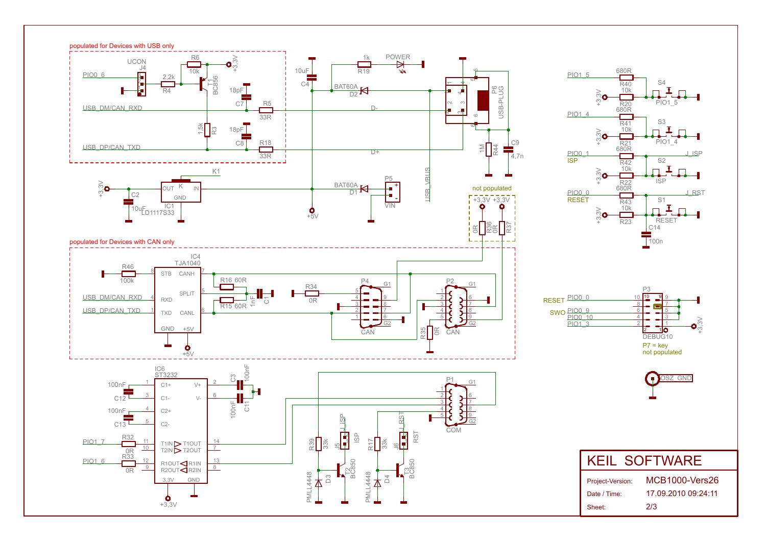populated for Devices with USB only

UCON J4, PIO0_6, R4 2,2k, R6 10k, T1 BC856, +3,3V, R3 1,5k, C7 18pF, C8 18pF, R5 33R, R18 33R, USB_DM/CAN_RXD, USB_DP/CAN_TXD

C4 10uF, R19 1k, POWER, BAT60A D2, D-, D+, P6 USB-PLUG, R44 1M, C9 4,7n, USB_VBUS

K1, IC1 LD1117S33 (OUT, IN, GND), +3,3V, C2 10uF, BAT60A D1, P5 VIN, +5V

not populated: +3,3V +3,3V, R36 0R, R37 0R

populated for Devices with CAN only

IC4 TJA1040 (STB, CANH, SPLIT, RXD, TXD, CANL, GND, +5V), R46 100k, USB_DM/CAN_RXD, USB_DP/CAN_TXD, R16 60R, R15 60R, C1 1nF, R34 0R, P4 CAN, P2 CAN, R35 0R, +5V

PIO1_5, R40 680R, R20 10k, S4 PIO1_5, +3,3V

PIO1_4, R41 680R, R21 10k, S3 PIO1_4, +3,3V

PIO0_1 ISP, R42 680R, R22 10k, S2 ISP, J_ISP, +3,3V

PIO0_0 RESET, R43 680R, R23 10k, S1 RESET, J_RST, C14 100n, +3,3V

P3 DEBUG10: RESET PIO0_0, SWO PIO0_9, PIO0_10, PIO1_3, +3,3V

P7 = key not populated

OSZ_GND

IC6 ST3232 (C1+, C1-, C2+, C2-, V+, V-, T1IN, T2IN, T1OUT, T2OUT, R1OUT, R2OUT, R1IN, R2IN, 3,3V, GND), C12 100nF, C13 100nF, C3 100nF, C11 100nF, PIO1_7, R32 0R, PIO1_6, R33 0R, +3,3V

P1 COM, R39 33k, J5 ISP, J_ISP, T2 BC850, D3 PMLL4448, R17 33k, J6 RST, J_RST, T3 BC850, D4 PMLL4448

| KEIL SOFTWARE | |
|---|---|
| Project-Version: | MCB1000-Vers26 |
| Date / Time: | 17.09.2010 09:24:11 |
| Sheet: | 2/3 |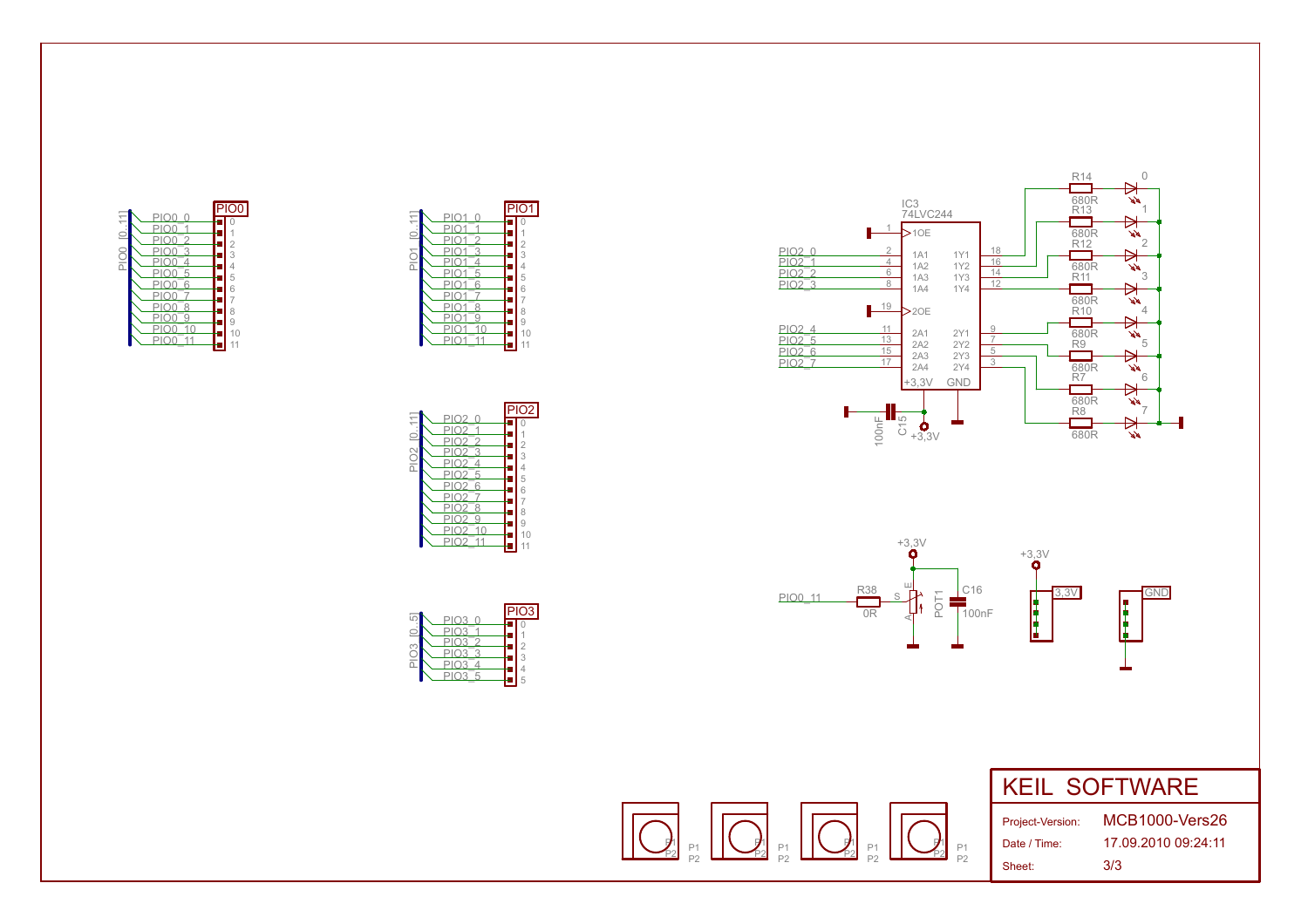PIO0_[0..11]

PIO0

PIO0_0 0
PIO0_1 1
PIO0_2 2
PIO0_3 3
PIO0_4 4
PIO0_5 5
PIO0_6 6
PIO0_7 7
PIO0_8 8
PIO0_9 9
PIO0_10 10
PIO0_11 11

PIO1_[0..11]

PIO1

PIO1_0 0
PIO1_1 1
PIO1_2 2
PIO1_3 3
PIO1_4 4
PIO1_5 5
PIO1_6 6
PIO1_7 7
PIO1_8 8
PIO1_9 9
PIO1_10 10
PIO1_11 11

PIO2_[0..11]

PIO2

PIO2_0 0
PIO2_1 1
PIO2_2 2
PIO2_3 3
PIO2_4 4
PIO2_5 5
PIO2_6 6
PIO2_7 7
PIO2_8 8
PIO2_9 9
PIO2_10 10
PIO2_11 11

PIO3_[0..5]

PIO3

PIO3_0 0
PIO3_1 1
PIO3_2 2
PIO3_3 3
PIO3_4 4
PIO3_5 5

IC3
74LVC244

1 1OE
PIO2_0 2 1A1
PIO2_1 4 1A2
PIO2_2 6 1A3
PIO2_3 8 1A4
19 2OE
PIO2_4 11 2A1
PIO2_5 13 2A2
PIO2_6 15 2A3
PIO2_7 17 2A4
+3,3V GND

1Y1 18
1Y2 16
1Y3 14
1Y4 12
2Y1 9
2Y2 7
2Y3 5
2Y4 3

R14 680R 0
R13 680R 1
R12 680R 2
R11 680R 3
R10 680R 4
R9 680R 5
R7 680R 6
R8 680R 7

C15 100nF
+3,3V

+3,3V
PIO0_11
R38 0R
S E A
POT1
C16 100nF

+3,3V
3,3V
GND

P1 P2
P1 P2
P1 P2
P1 P2
P1 P2
P1 P2
P1 P2
P1 P2

KEIL SOFTWARE

| | |
|---|---|
| Project-Version: | MCB1000-Vers26 |
| Date / Time: | 17.09.2010 09:24:11 |
| Sheet: | 3/3 |